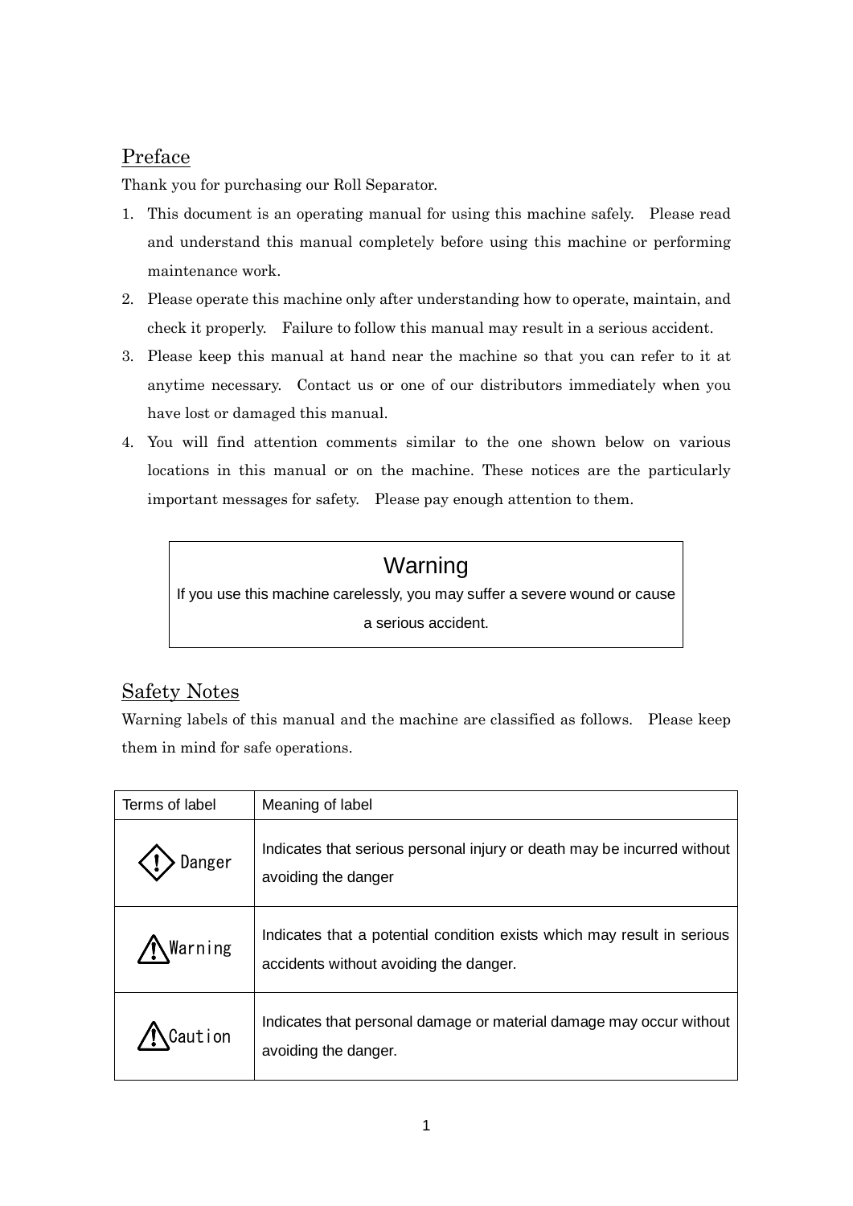## Preface

Thank you for purchasing our Roll Separator.

1. This document is an operating manual for using this machine safely. Please read and understand this manual completely before using this machine or performing maintenance work.
2. Please operate this machine only after understanding how to operate, maintain, and check it properly. Failure to follow this manual may result in a serious accident.
3. Please keep this manual at hand near the machine so that you can refer to it at anytime necessary. Contact us or one of our distributors immediately when you have lost or damaged this manual.
4. You will find attention comments similar to the one shown below on various locations in this manual or on the machine. These notices are the particularly important messages for safety. Please pay enough attention to them.

> **Warning**
>
> If you use this machine carelessly, you may suffer a severe wound or cause a serious accident.

## Safety Notes

Warning labels of this manual and the machine are classified as follows. Please keep them in mind for safe operations.

| Terms of label | Meaning of label |
| --- | --- |
| Danger | Indicates that serious personal injury or death may be incurred without avoiding the danger |
| ⚠Warning | Indicates that a potential condition exists which may result in serious accidents without avoiding the danger. |
| ⚠Caution | Indicates that personal damage or material damage may occur without avoiding the danger. |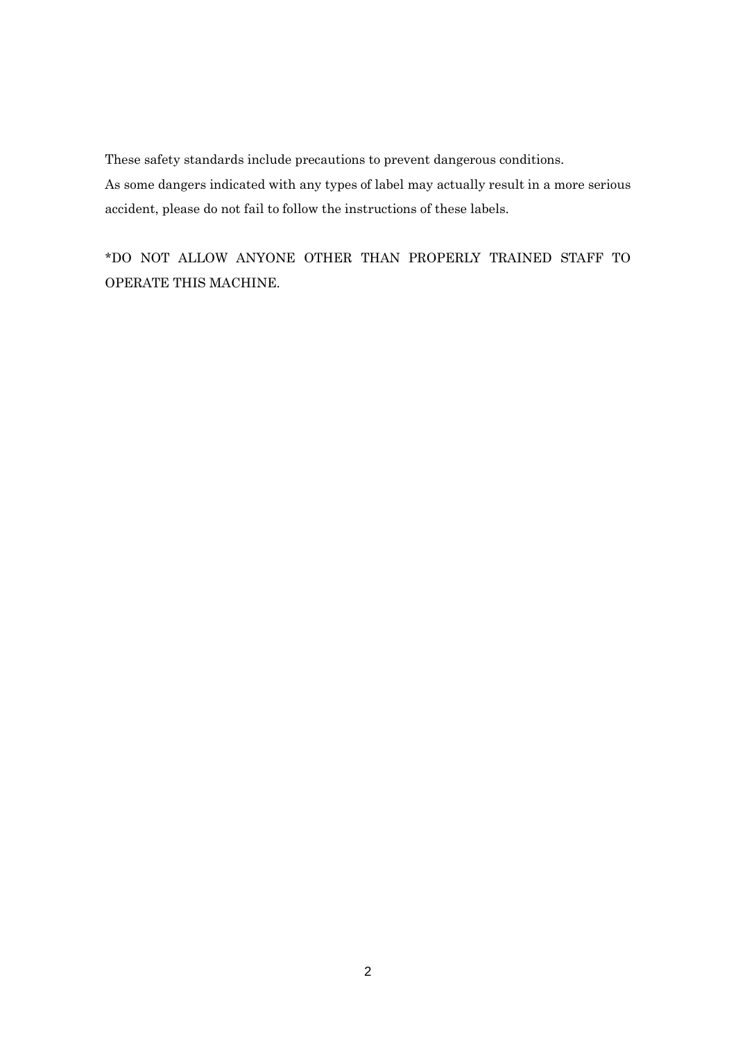These safety standards include precautions to prevent dangerous conditions.
As some dangers indicated with any types of label may actually result in a more serious accident, please do not fail to follow the instructions of these labels.

*DO NOT ALLOW ANYONE OTHER THAN PROPERLY TRAINED STAFF TO OPERATE THIS MACHINE.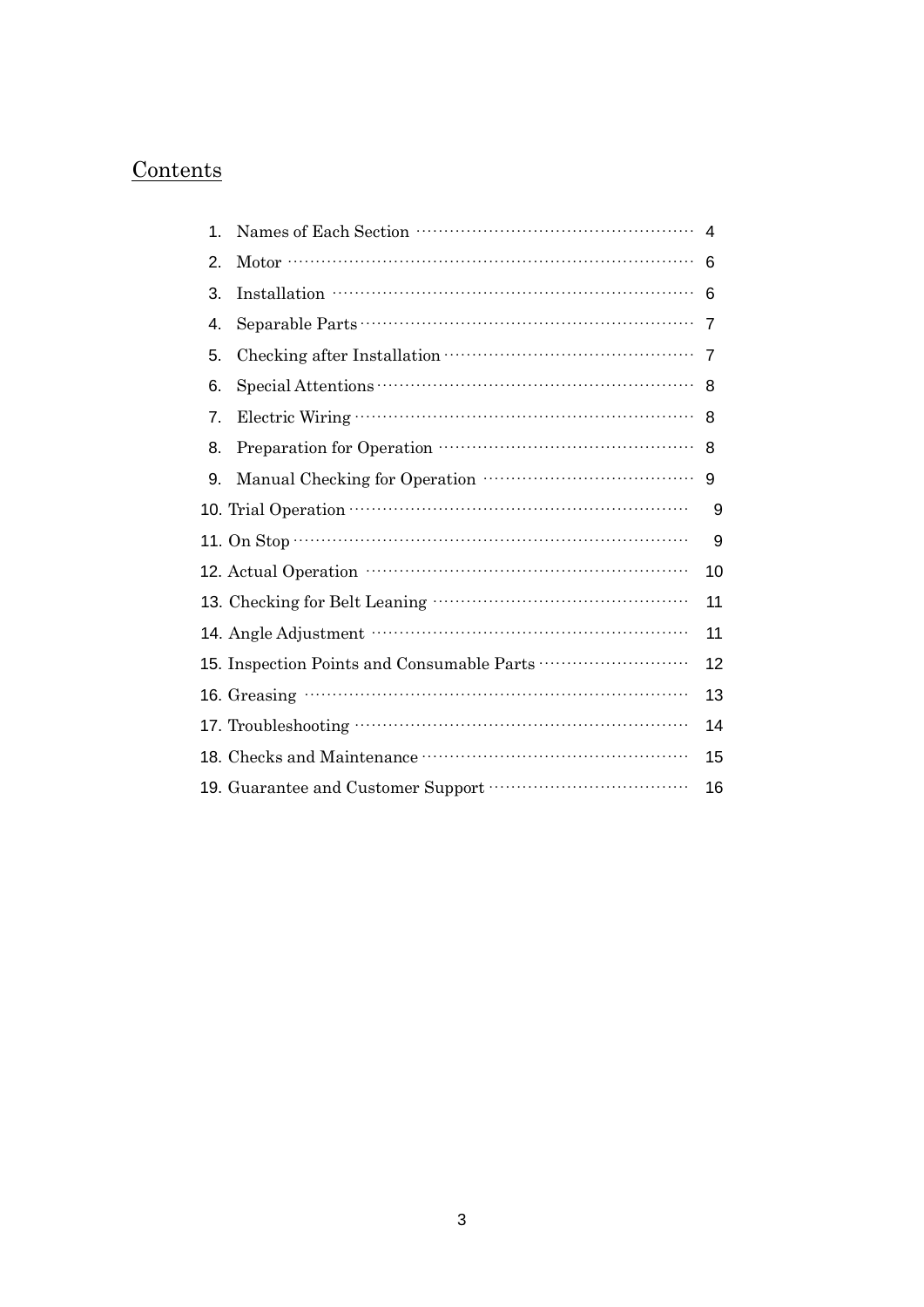# Contents

| | | |
|---|---|---|
| 1. | Names of Each Section | 4 |
| 2. | Motor | 6 |
| 3. | Installation | 6 |
| 4. | Separable Parts | 7 |
| 5. | Checking after Installation | 7 |
| 6. | Special Attentions | 8 |
| 7. | Electric Wiring | 8 |
| 8. | Preparation for Operation | 8 |
| 9. | Manual Checking for Operation | 9 |
| 10. | Trial Operation | 9 |
| 11. | On Stop | 9 |
| 12. | Actual Operation | 10 |
| 13. | Checking for Belt Leaning | 11 |
| 14. | Angle Adjustment | 11 |
| 15. | Inspection Points and Consumable Parts | 12 |
| 16. | Greasing | 13 |
| 17. | Troubleshooting | 14 |
| 18. | Checks and Maintenance | 15 |
| 19. | Guarantee and Customer Support | 16 |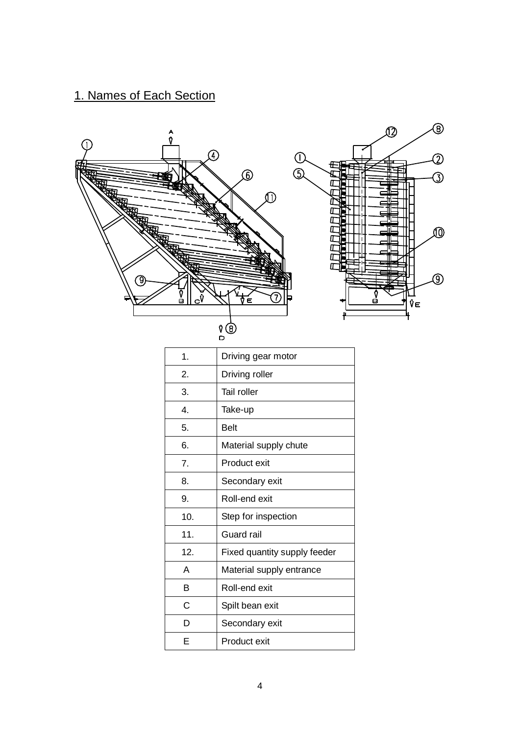## 1. Names of Each Section

| 1. | Driving gear motor |
|---|---|
| 2. | Driving roller |
| 3. | Tail roller |
| 4. | Take-up |
| 5. | Belt |
| 6. | Material supply chute |
| 7. | Product exit |
| 8. | Secondary exit |
| 9. | Roll-end exit |
| 10. | Step for inspection |
| 11. | Guard rail |
| 12. | Fixed quantity supply feeder |
| A | Material supply entrance |
| B | Roll-end exit |
| C | Spilt bean exit |
| D | Secondary exit |
| E | Product exit |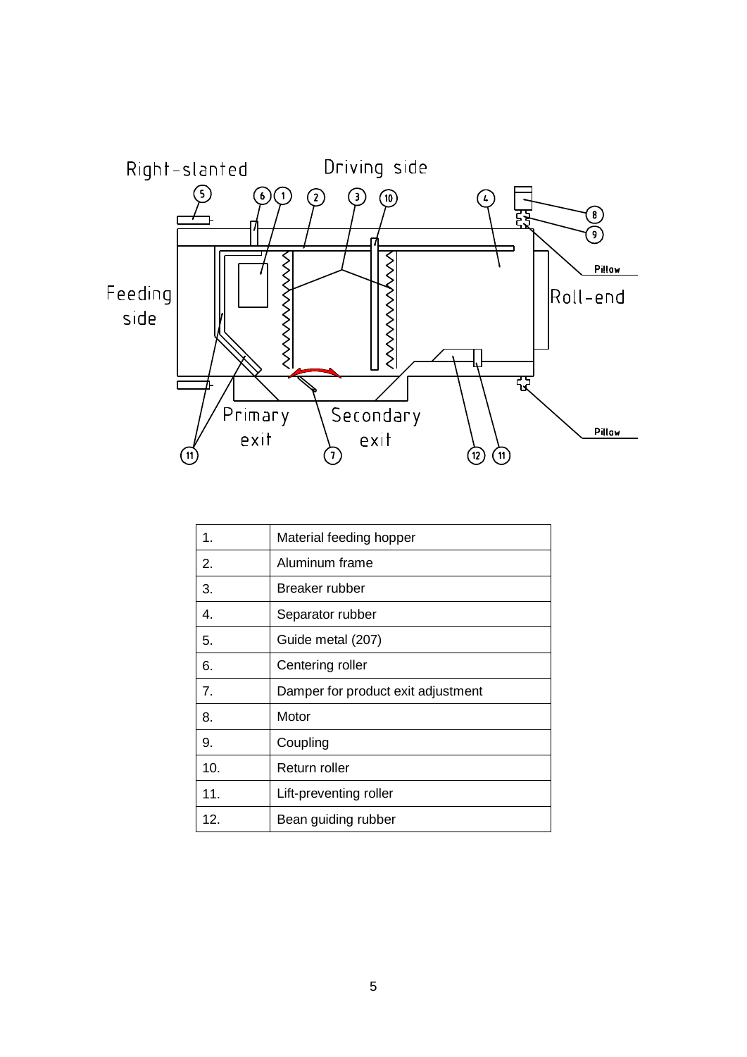| 1. | Material feeding hopper |
| --- | --- |
| 2. | Aluminum frame |
| 3. | Breaker rubber |
| 4. | Separator rubber |
| 5. | Guide metal (207) |
| 6. | Centering roller |
| 7. | Damper for product exit adjustment |
| 8. | Motor |
| 9. | Coupling |
| 10. | Return roller |
| 11. | Lift-preventing roller |
| 12. | Bean guiding rubber |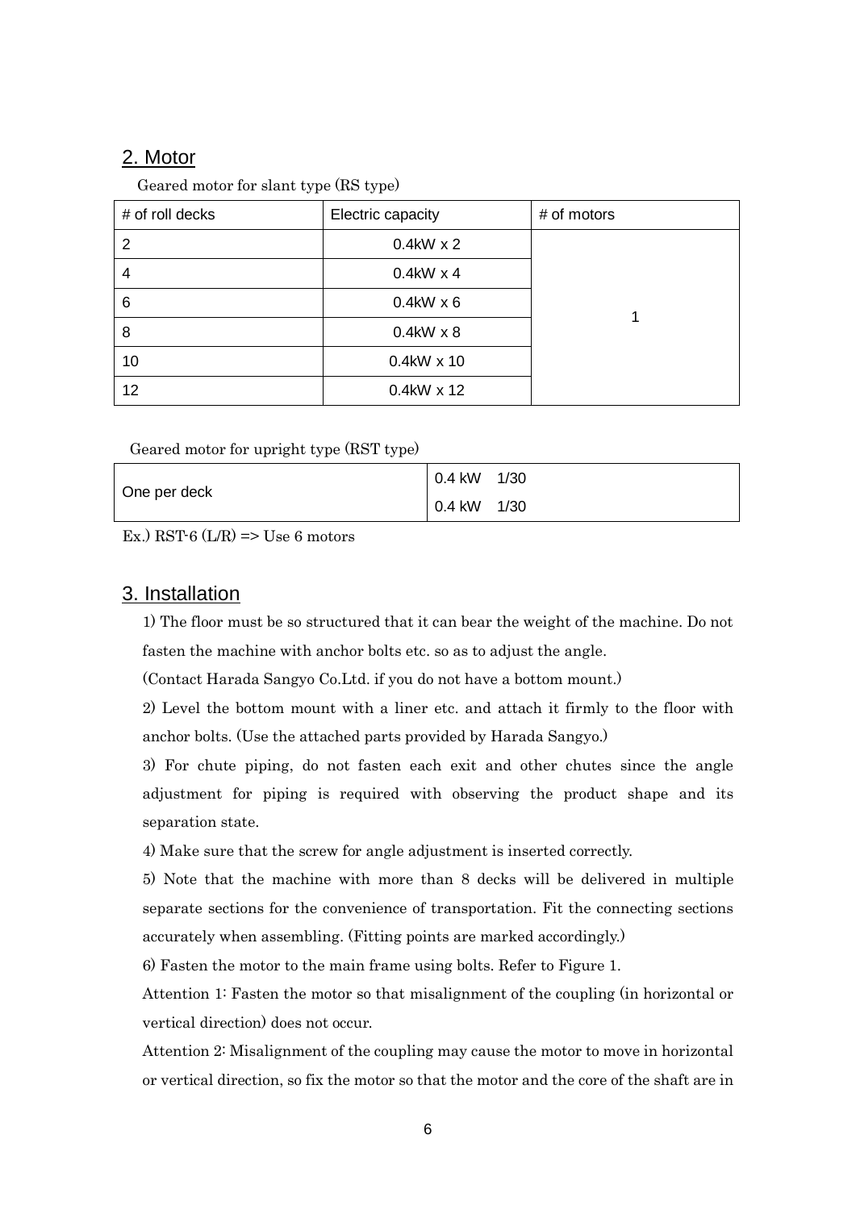## 2. Motor

Geared motor for slant type (RS type)

| # of roll decks | Electric capacity | # of motors |
|---|---|---|
| 2 | 0.4kW x 2 | 1 |
| 4 | 0.4kW x 4 | |
| 6 | 0.4kW x 6 | |
| 8 | 0.4kW x 8 | |
| 10 | 0.4kW x 10 | |
| 12 | 0.4kW x 12 | |

Geared motor for upright type (RST type)

| | |
|---|---|
| One per deck | 0.4 kW 1/30 |
| | 0.4 kW 1/30 |

Ex.) RST-6 (L/R) => Use 6 motors

## 3. Installation

1) The floor must be so structured that it can bear the weight of the machine. Do not fasten the machine with anchor bolts etc. so as to adjust the angle.

(Contact Harada Sangyo Co.Ltd. if you do not have a bottom mount.)

2) Level the bottom mount with a liner etc. and attach it firmly to the floor with anchor bolts. (Use the attached parts provided by Harada Sangyo.)

3) For chute piping, do not fasten each exit and other chutes since the angle adjustment for piping is required with observing the product shape and its separation state.

4) Make sure that the screw for angle adjustment is inserted correctly.

5) Note that the machine with more than 8 decks will be delivered in multiple separate sections for the convenience of transportation. Fit the connecting sections accurately when assembling. (Fitting points are marked accordingly.)

6) Fasten the motor to the main frame using bolts. Refer to Figure 1.

Attention 1: Fasten the motor so that misalignment of the coupling (in horizontal or vertical direction) does not occur.

Attention 2: Misalignment of the coupling may cause the motor to move in horizontal or vertical direction, so fix the motor so that the motor and the core of the shaft are in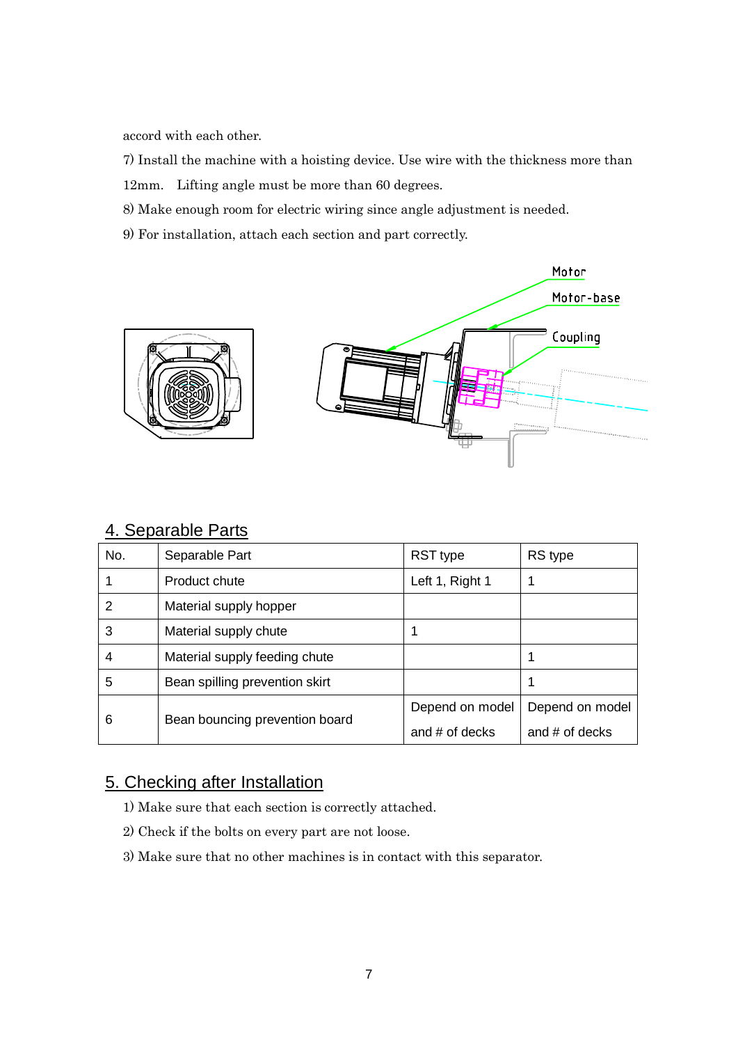accord with each other.

7) Install the machine with a hoisting device. Use wire with the thickness more than 12mm.　Lifting angle must be more than 60 degrees.

8) Make enough room for electric wiring since angle adjustment is needed.

9) For installation, attach each section and part correctly.

Motor

Motor-base

Coupling

## 4. Separable Parts

| No. | Separable Part | RST type | RS type |
| --- | --- | --- | --- |
| 1 | Product chute | Left 1, Right 1 | 1 |
| 2 | Material supply hopper | | |
| 3 | Material supply chute | 1 | |
| 4 | Material supply feeding chute | | 1 |
| 5 | Bean spilling prevention skirt | | 1 |
| 6 | Bean bouncing prevention board | Depend on model and # of decks | Depend on model and # of decks |

## 5. Checking after Installation

1) Make sure that each section is correctly attached.

2) Check if the bolts on every part are not loose.

3) Make sure that no other machines is in contact with this separator.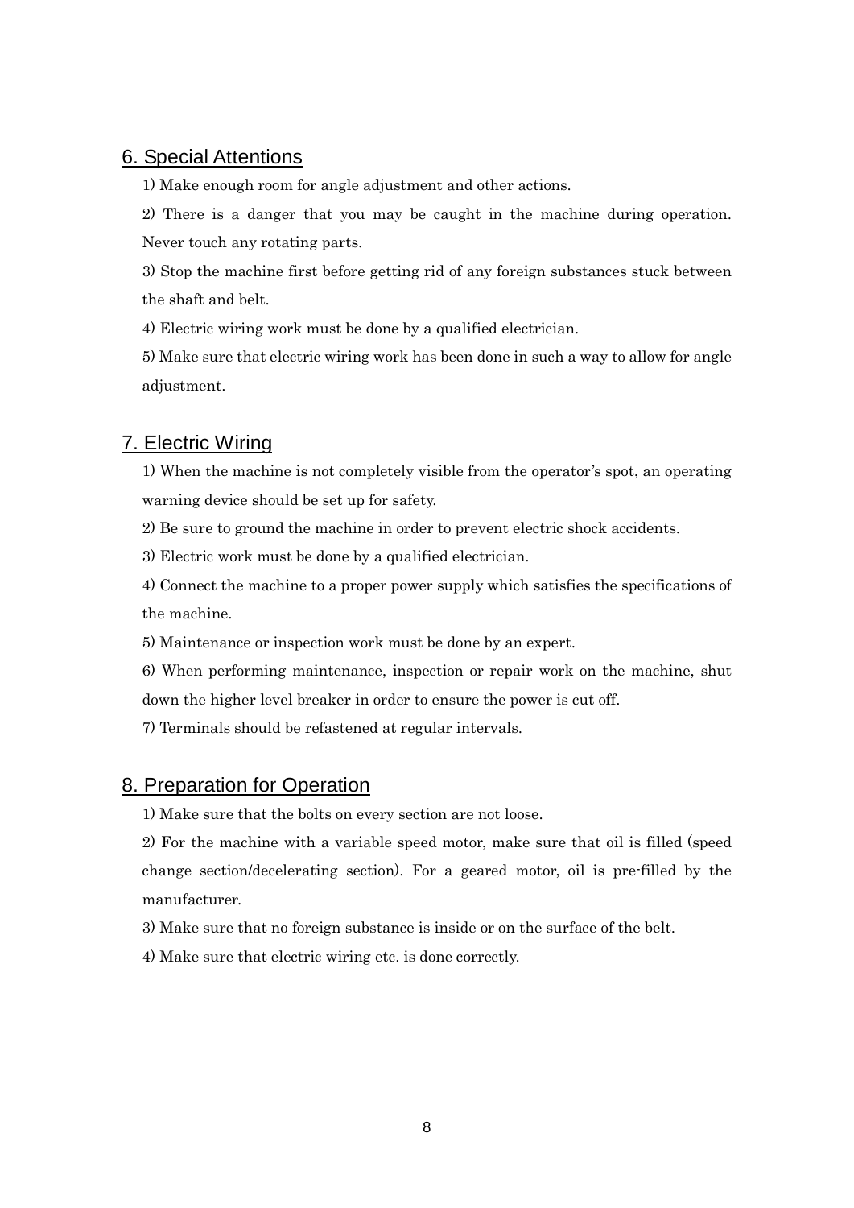## 6. Special Attentions

1) Make enough room for angle adjustment and other actions.

2) There is a danger that you may be caught in the machine during operation. Never touch any rotating parts.

3) Stop the machine first before getting rid of any foreign substances stuck between the shaft and belt.

4) Electric wiring work must be done by a qualified electrician.

5) Make sure that electric wiring work has been done in such a way to allow for angle adjustment.

## 7. Electric Wiring

1) When the machine is not completely visible from the operator's spot, an operating warning device should be set up for safety.

2) Be sure to ground the machine in order to prevent electric shock accidents.

3) Electric work must be done by a qualified electrician.

4) Connect the machine to a proper power supply which satisfies the specifications of the machine.

5) Maintenance or inspection work must be done by an expert.

6) When performing maintenance, inspection or repair work on the machine, shut down the higher level breaker in order to ensure the power is cut off.

7) Terminals should be refastened at regular intervals.

## 8. Preparation for Operation

1) Make sure that the bolts on every section are not loose.

2) For the machine with a variable speed motor, make sure that oil is filled (speed change section/decelerating section). For a geared motor, oil is pre-filled by the manufacturer.

3) Make sure that no foreign substance is inside or on the surface of the belt.

4) Make sure that electric wiring etc. is done correctly.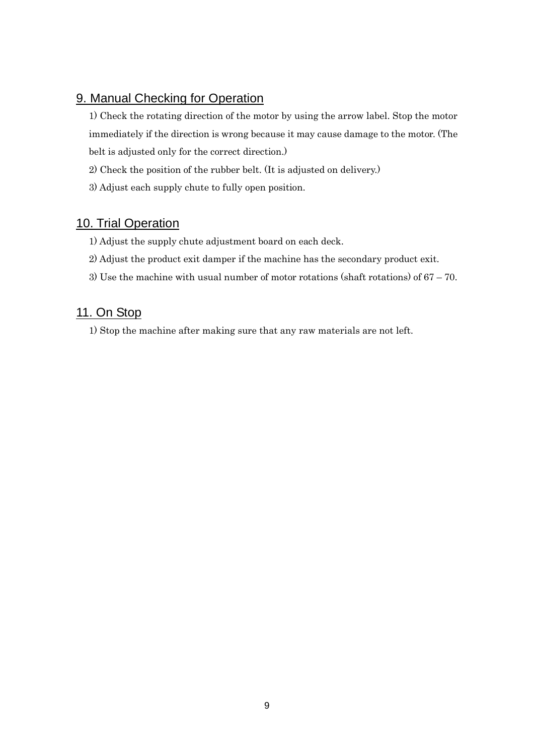## 9. Manual Checking for Operation

1) Check the rotating direction of the motor by using the arrow label. Stop the motor immediately if the direction is wrong because it may cause damage to the motor. (The belt is adjusted only for the correct direction.)

2) Check the position of the rubber belt. (It is adjusted on delivery.)

3) Adjust each supply chute to fully open position.

## 10. Trial Operation

1) Adjust the supply chute adjustment board on each deck.

2) Adjust the product exit damper if the machine has the secondary product exit.

3) Use the machine with usual number of motor rotations (shaft rotations) of 67 – 70.

## 11. On Stop

1) Stop the machine after making sure that any raw materials are not left.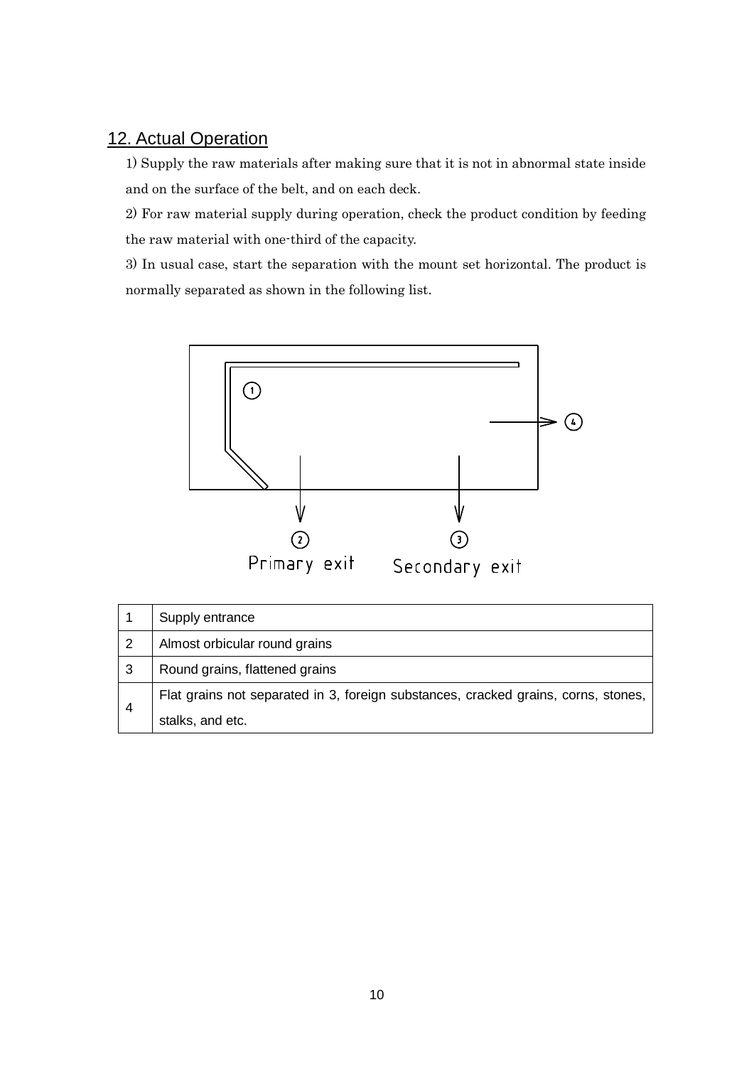## 12. Actual Operation

1) Supply the raw materials after making sure that it is not in abnormal state inside and on the surface of the belt, and on each deck.

2) For raw material supply during operation, check the product condition by feeding the raw material with one-third of the capacity.

3) In usual case, start the separation with the mount set horizontal. The product is normally separated as shown in the following list.

① ④

② Primary exit ③ Secondary exit

| 1 | Supply entrance |
|---|---|
| 2 | Almost orbicular round grains |
| 3 | Round grains, flattened grains |
| 4 | Flat grains not separated in 3, foreign substances, cracked grains, corns, stones, stalks, and etc. |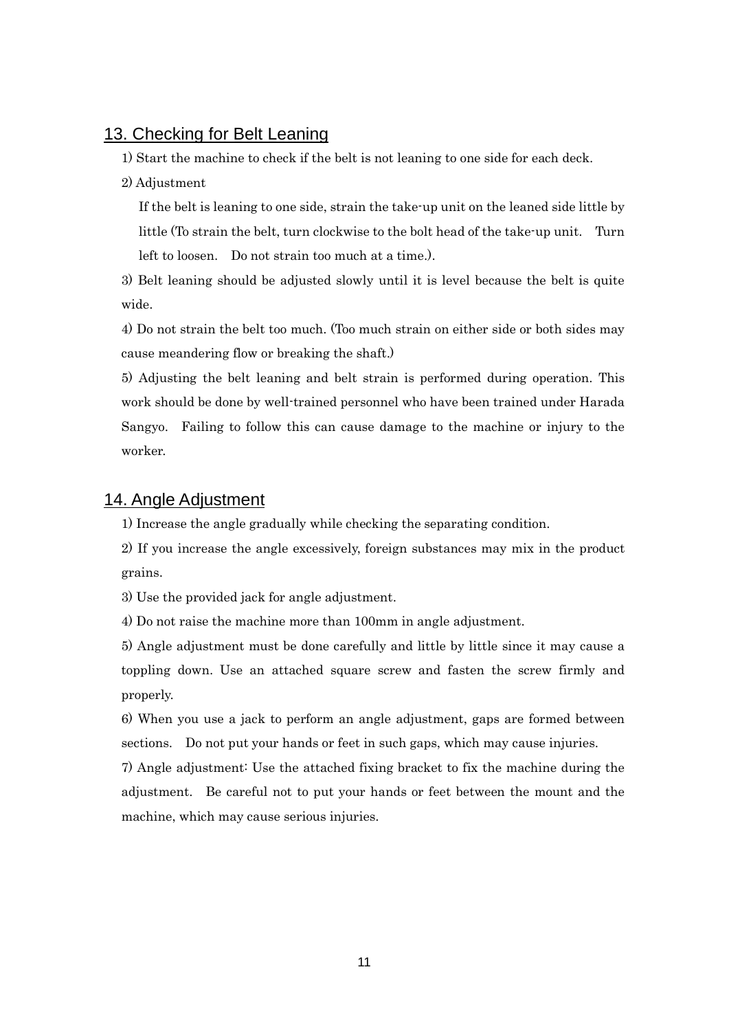## 13. Checking for Belt Leaning

1) Start the machine to check if the belt is not leaning to one side for each deck.

2) Adjustment

If the belt is leaning to one side, strain the take-up unit on the leaned side little by little (To strain the belt, turn clockwise to the bolt head of the take-up unit. Turn left to loosen. Do not strain too much at a time.).

3) Belt leaning should be adjusted slowly until it is level because the belt is quite wide.

4) Do not strain the belt too much. (Too much strain on either side or both sides may cause meandering flow or breaking the shaft.)

5) Adjusting the belt leaning and belt strain is performed during operation. This work should be done by well-trained personnel who have been trained under Harada Sangyo. Failing to follow this can cause damage to the machine or injury to the worker.

## 14. Angle Adjustment

1) Increase the angle gradually while checking the separating condition.

2) If you increase the angle excessively, foreign substances may mix in the product grains.

3) Use the provided jack for angle adjustment.

4) Do not raise the machine more than 100mm in angle adjustment.

5) Angle adjustment must be done carefully and little by little since it may cause a toppling down. Use an attached square screw and fasten the screw firmly and properly.

6) When you use a jack to perform an angle adjustment, gaps are formed between sections. Do not put your hands or feet in such gaps, which may cause injuries.

7) Angle adjustment: Use the attached fixing bracket to fix the machine during the adjustment. Be careful not to put your hands or feet between the mount and the machine, which may cause serious injuries.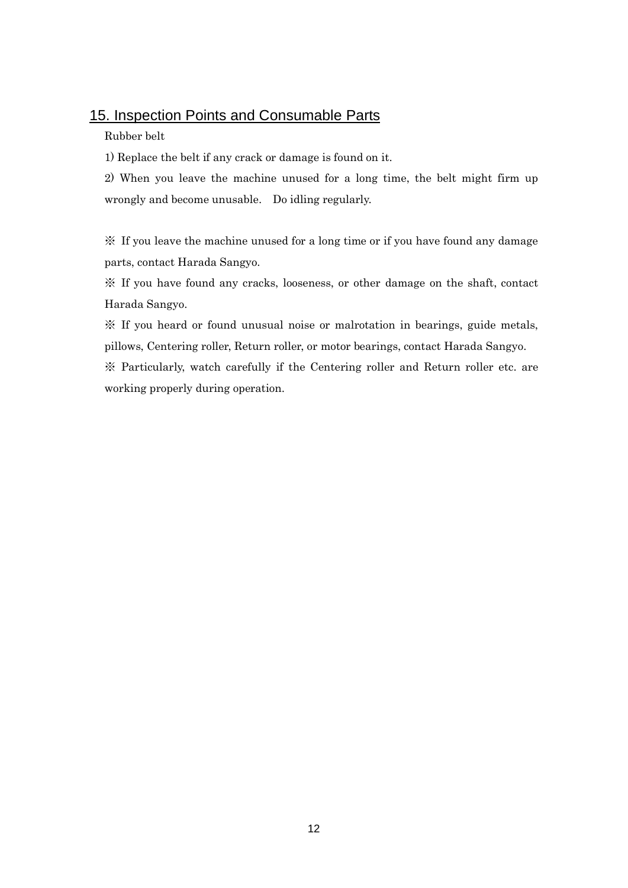## 15. Inspection Points and Consumable Parts

Rubber belt

1) Replace the belt if any crack or damage is found on it.

2) When you leave the machine unused for a long time, the belt might firm up wrongly and become unusable.　Do idling regularly.

※ If you leave the machine unused for a long time or if you have found any damage parts, contact Harada Sangyo.

※ If you have found any cracks, looseness, or other damage on the shaft, contact Harada Sangyo.

※ If you heard or found unusual noise or malrotation in bearings, guide metals, pillows, Centering roller, Return roller, or motor bearings, contact Harada Sangyo.

※ Particularly, watch carefully if the Centering roller and Return roller etc. are working properly during operation.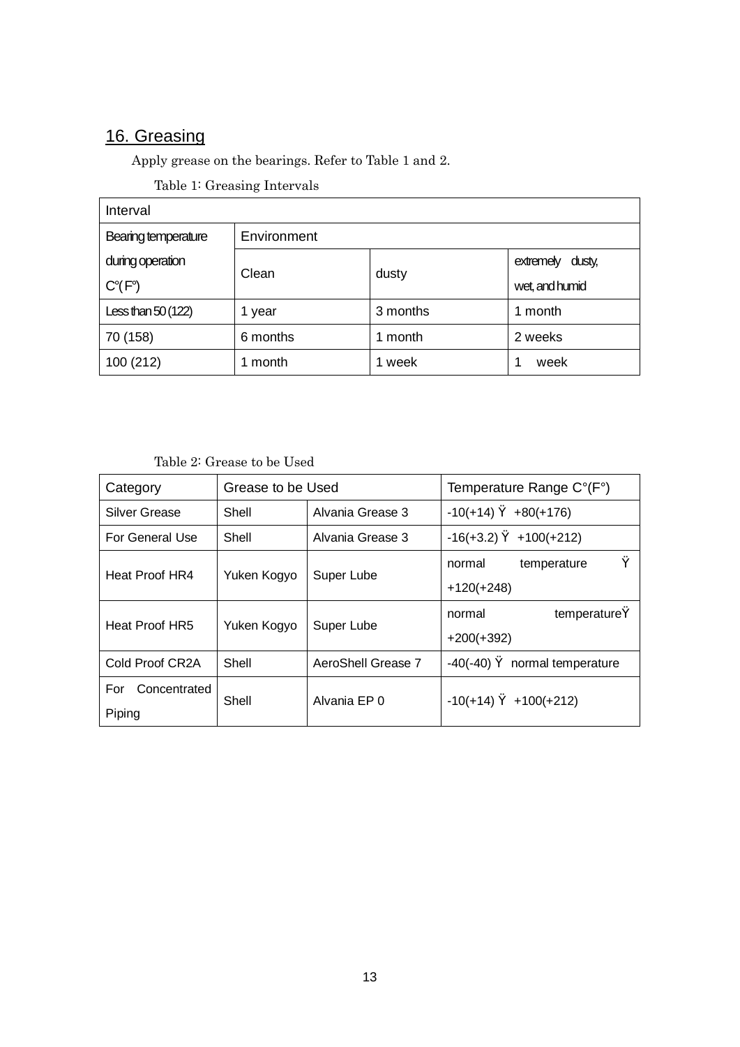## 16. Greasing

Apply grease on the bearings. Refer to Table 1 and 2.

Table 1: Greasing Intervals

| Interval | | | |
|---|---|---|---|
| Bearing temperature during operation C°(F°) | Environment | | |
| | Clean | dusty | extremely dusty, wet, and humid |
| Less than 50 (122) | 1 year | 3 months | 1 month |
| 70 (158) | 6 months | 1 month | 2 weeks |
| 100 (212) | 1 month | 1 week | 1 week |

Table 2: Grease to be Used

| Category | Grease to be Used | | Temperature Range C°(F°) |
|---|---|---|---|
| Silver Grease | Shell | Alvania Grease 3 | -10(+14) Ÿ +80(+176) |
| For General Use | Shell | Alvania Grease 3 | -16(+3.2) Ÿ +100(+212) |
| Heat Proof HR4 | Yuken Kogyo | Super Lube | normal temperature Ÿ +120(+248) |
| Heat Proof HR5 | Yuken Kogyo | Super Lube | normal temperatureŸ +200(+392) |
| Cold Proof CR2A | Shell | AeroShell Grease 7 | -40(-40) Ÿ normal temperature |
| For Concentrated Piping | Shell | Alvania EP 0 | -10(+14) Ÿ +100(+212) |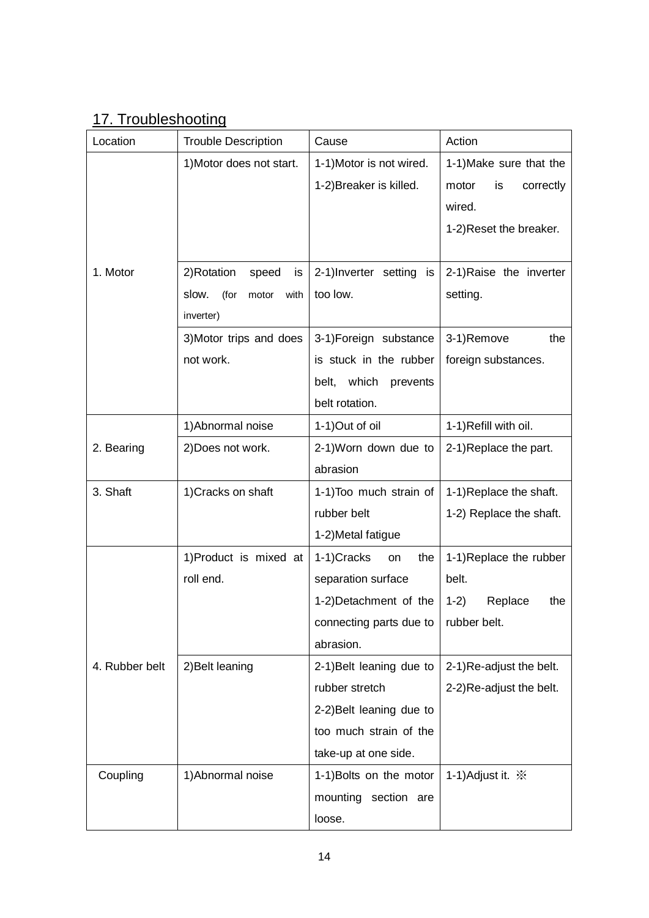## 17. Troubleshooting

| Location | Trouble Description | Cause | Action |
|---|---|---|---|
| 1. Motor | 1)Motor does not start. | 1-1)Motor is not wired.<br>1-2)Breaker is killed. | 1-1)Make sure that the motor is correctly wired.<br>1-2)Reset the breaker. |
| | 2)Rotation speed is slow. (for motor with inverter) | 2-1)Inverter setting is too low. | 2-1)Raise the inverter setting. |
| | 3)Motor trips and does not work. | 3-1)Foreign substance is stuck in the rubber belt, which prevents belt rotation. | 3-1)Remove the foreign substances. |
| 2. Bearing | 1)Abnormal noise | 1-1)Out of oil | 1-1)Refill with oil. |
| | 2)Does not work. | 2-1)Worn down due to abrasion | 2-1)Replace the part. |
| 3. Shaft | 1)Cracks on shaft | 1-1)Too much strain of rubber belt<br>1-2)Metal fatigue | 1-1)Replace the shaft.<br>1-2) Replace the shaft. |
| 4. Rubber belt | 1)Product is mixed at roll end. | 1-1)Cracks on the separation surface<br>1-2)Detachment of the connecting parts due to abrasion. | 1-1)Replace the rubber belt.<br>1-2) Replace the rubber belt. |
| | 2)Belt leaning | 2-1)Belt leaning due to rubber stretch<br>2-2)Belt leaning due to too much strain of the take-up at one side. | 2-1)Re-adjust the belt.<br>2-2)Re-adjust the belt. |
| Coupling | 1)Abnormal noise | 1-1)Bolts on the motor mounting section are loose. | 1-1)Adjust it. ※ |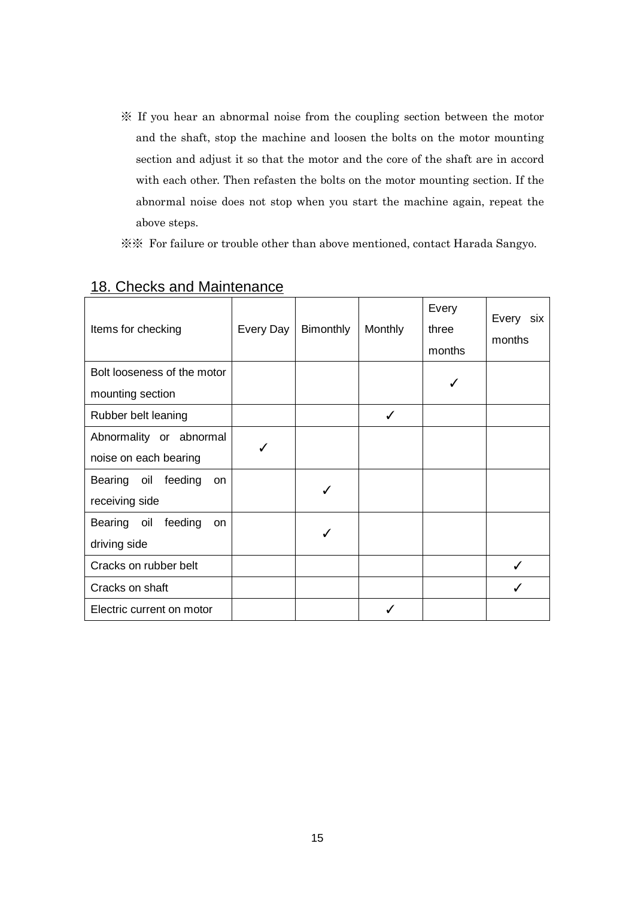※ If you hear an abnormal noise from the coupling section between the motor and the shaft, stop the machine and loosen the bolts on the motor mounting section and adjust it so that the motor and the core of the shaft are in accord with each other. Then refasten the bolts on the motor mounting section. If the abnormal noise does not stop when you start the machine again, repeat the above steps.

※※ For failure or trouble other than above mentioned, contact Harada Sangyo.

## 18. Checks and Maintenance

| Items for checking | Every Day | Bimonthly | Monthly | Every three months | Every six months |
|---|---|---|---|---|---|
| Bolt looseness of the motor mounting section | | | | ✓ | |
| Rubber belt leaning | | | ✓ | | |
| Abnormality or abnormal noise on each bearing | ✓ | | | | |
| Bearing oil feeding on receiving side | | ✓ | | | |
| Bearing oil feeding on driving side | | ✓ | | | |
| Cracks on rubber belt | | | | | ✓ |
| Cracks on shaft | | | | | ✓ |
| Electric current on motor | | | ✓ | | |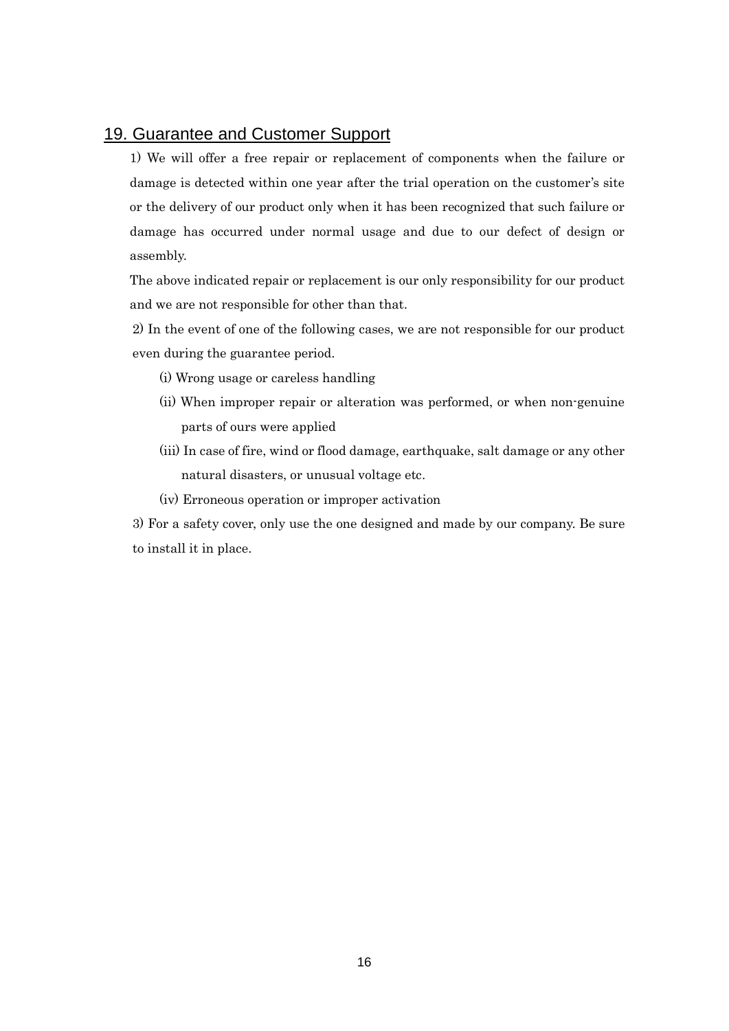## 19. Guarantee and Customer Support

1) We will offer a free repair or replacement of components when the failure or damage is detected within one year after the trial operation on the customer's site or the delivery of our product only when it has been recognized that such failure or damage has occurred under normal usage and due to our defect of design or assembly.

The above indicated repair or replacement is our only responsibility for our product and we are not responsible for other than that.

2) In the event of one of the following cases, we are not responsible for our product even during the guarantee period.

(i) Wrong usage or careless handling

(ii) When improper repair or alteration was performed, or when non-genuine parts of ours were applied

(iii) In case of fire, wind or flood damage, earthquake, salt damage or any other natural disasters, or unusual voltage etc.

(iv) Erroneous operation or improper activation

3) For a safety cover, only use the one designed and made by our company. Be sure to install it in place.